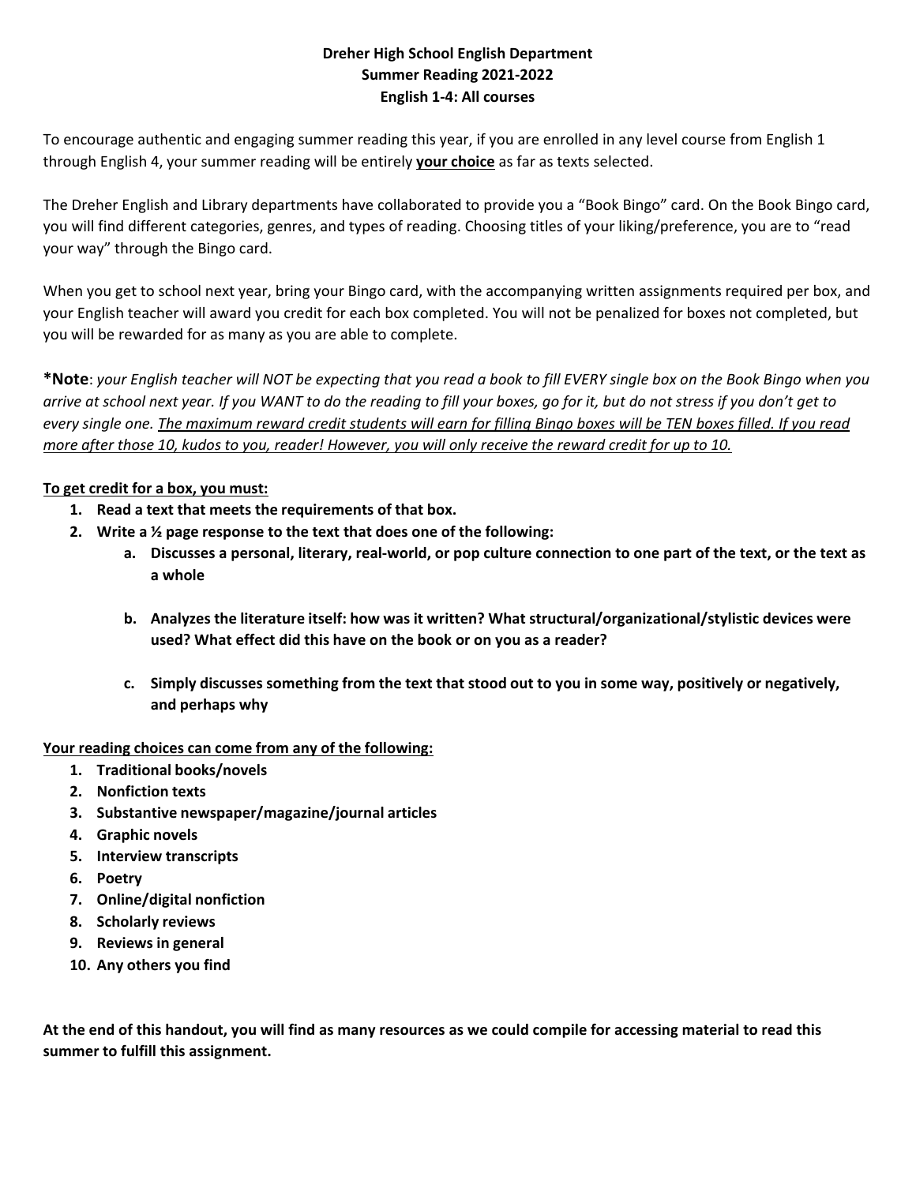**Dreher High School English Department**
**Summer Reading 2021-2022**
**English 1-4: All courses**

To encourage authentic and engaging summer reading this year, if you are enrolled in any level course from English 1 through English 4, your summer reading will be entirely **<u>your choice</u>** as far as texts selected.

The Dreher English and Library departments have collaborated to provide you a "Book Bingo" card. On the Book Bingo card, you will find different categories, genres, and types of reading. Choosing titles of your liking/preference, you are to "read your way" through the Bingo card.

When you get to school next year, bring your Bingo card, with the accompanying written assignments required per box, and your English teacher will award you credit for each box completed. You will not be penalized for boxes not completed, but you will be rewarded for as many as you are able to complete.

**\*Note**: *your English teacher will NOT be expecting that you read a book to fill EVERY single box on the Book Bingo when you arrive at school next year. If you WANT to do the reading to fill your boxes, go for it, but do not stress if you don't get to every single one. <u>The maximum reward credit students will earn for filling Bingo boxes will be TEN boxes filled. If you read more after those 10, kudos to you, reader! However, you will only receive the reward credit for up to 10.</u>*

**<u>To get credit for a box, you must:</u>**

1. **Read a text that meets the requirements of that box.**
2. **Write a ½ page response to the text that does one of the following:**
   a. **Discusses a personal, literary, real-world, or pop culture connection to one part of the text, or the text as a whole**

   b. **Analyzes the literature itself: how was it written? What structural/organizational/stylistic devices were used? What effect did this have on the book or on you as a reader?**

   c. **Simply discusses something from the text that stood out to you in some way, positively or negatively, and perhaps why**

**<u>Your reading choices can come from any of the following:</u>**

1. **Traditional books/novels**
2. **Nonfiction texts**
3. **Substantive newspaper/magazine/journal articles**
4. **Graphic novels**
5. **Interview transcripts**
6. **Poetry**
7. **Online/digital nonfiction**
8. **Scholarly reviews**
9. **Reviews in general**
10. **Any others you find**

**At the end of this handout, you will find as many resources as we could compile for accessing material to read this summer to fulfill this assignment.**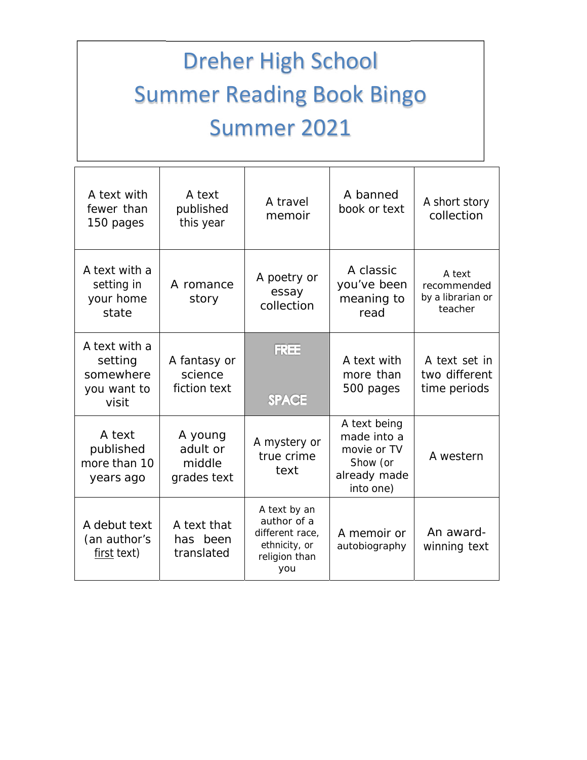# Dreher High School
# Summer Reading Book Bingo
# Summer 2021

| | | | | |
|---|---|---|---|---|
| A text with fewer than 150 pages | A text published this year | A travel memoir | A banned book or text | A short story collection |
| A text with a setting in your home state | A romance story | A poetry or essay collection | A classic you've been meaning to read | A text recommended by a librarian or teacher |
| A text with a setting somewhere you want to visit | A fantasy or science fiction text | FREE SPACE | A text with more than 500 pages | A text set in two different time periods |
| A text published more than 10 years ago | A young adult or middle grades text | A mystery or true crime text | A text being made into a movie or TV Show (or already made into one) | A western |
| A debut text (an author's first text) | A text that has been translated | A text by an author of a different race, ethnicity, or religion than you | A memoir or autobiography | An award-winning text |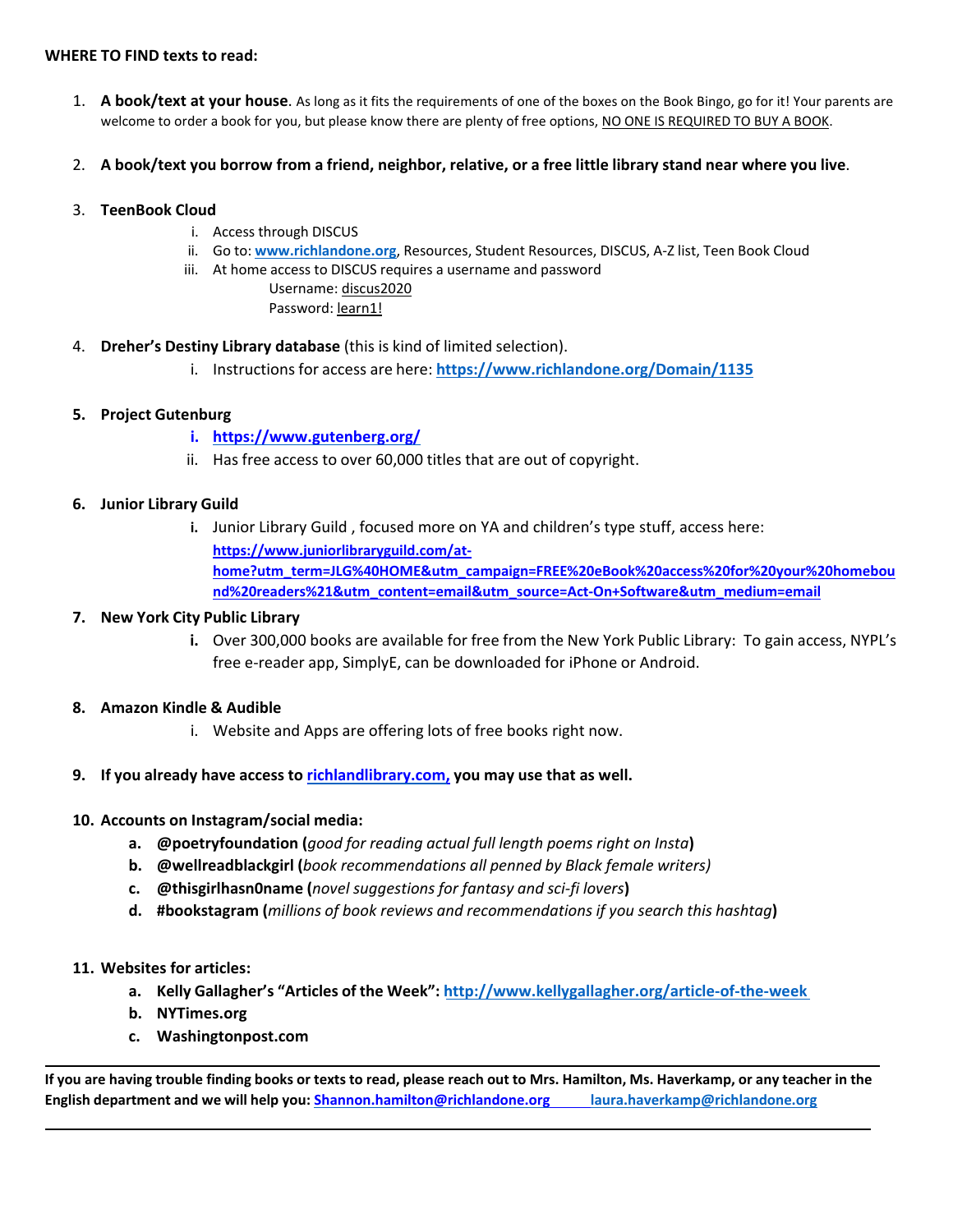**WHERE TO FIND texts to read:**

1. **A book/text at your house**. As long as it fits the requirements of one of the boxes on the Book Bingo, go for it! Your parents are welcome to order a book for you, but please know there are plenty of free options, NO ONE IS REQUIRED TO BUY A BOOK.

2. **A book/text you borrow from a friend, neighbor, relative, or a free little library stand near where you live**.

3. **TeenBook Cloud**
   i. Access through DISCUS
   ii. Go to: **www.richlandone.org**, Resources, Student Resources, DISCUS, A-Z list, Teen Book Cloud
   iii. At home access to DISCUS requires a username and password
   Username: discus2020
   Password: learn1!

4. **Dreher's Destiny Library database** (this is kind of limited selection).
   i. Instructions for access are here: **https://www.richlandone.org/Domain/1135**

5. **Project Gutenberg**
   i. **https://www.gutenberg.org/**
   ii. Has free access to over 60,000 titles that are out of copyright.

6. **Junior Library Guild**
   i. Junior Library Guild , focused more on YA and children's type stuff, access here: **https://www.juniorlibraryguild.com/at-home?utm_term=JLG%40HOME&utm_campaign=FREE%20eBook%20access%20for%20your%20homebound%20readers%21&utm_content=email&utm_source=Act-On+Software&utm_medium=email**

7. **New York City Public Library**
   i. Over 300,000 books are available for free from the New York Public Library: To gain access, NYPL's free e-reader app, SimplyE, can be downloaded for iPhone or Android.

8. **Amazon Kindle & Audible**
   i. Website and Apps are offering lots of free books right now.

9. **If you already have access to richlandlibrary.com, you may use that as well.**

10. **Accounts on Instagram/social media:**
    a. **@poetryfoundation (***good for reading actual full length poems right on Insta***)**
    b. **@wellreadblackgirl (***book recommendations all penned by Black female writers)*
    c. **@thisgirlhasn0name (***novel suggestions for fantasy and sci-fi lovers***)**
    d. **#bookstagram (***millions of book reviews and recommendations if you search this hashtag***)**

11. **Websites for articles:**
    a. **Kelly Gallagher's "Articles of the Week": http://www.kellygallagher.org/article-of-the-week**
    b. **NYTimes.org**
    c. **Washingtonpost.com**

---

**If you are having trouble finding books or texts to read, please reach out to Mrs. Hamilton, Ms. Haverkamp, or any teacher in the English department and we will help you: Shannon.hamilton@richlandone.org laura.haverkamp@richlandone.org**

---